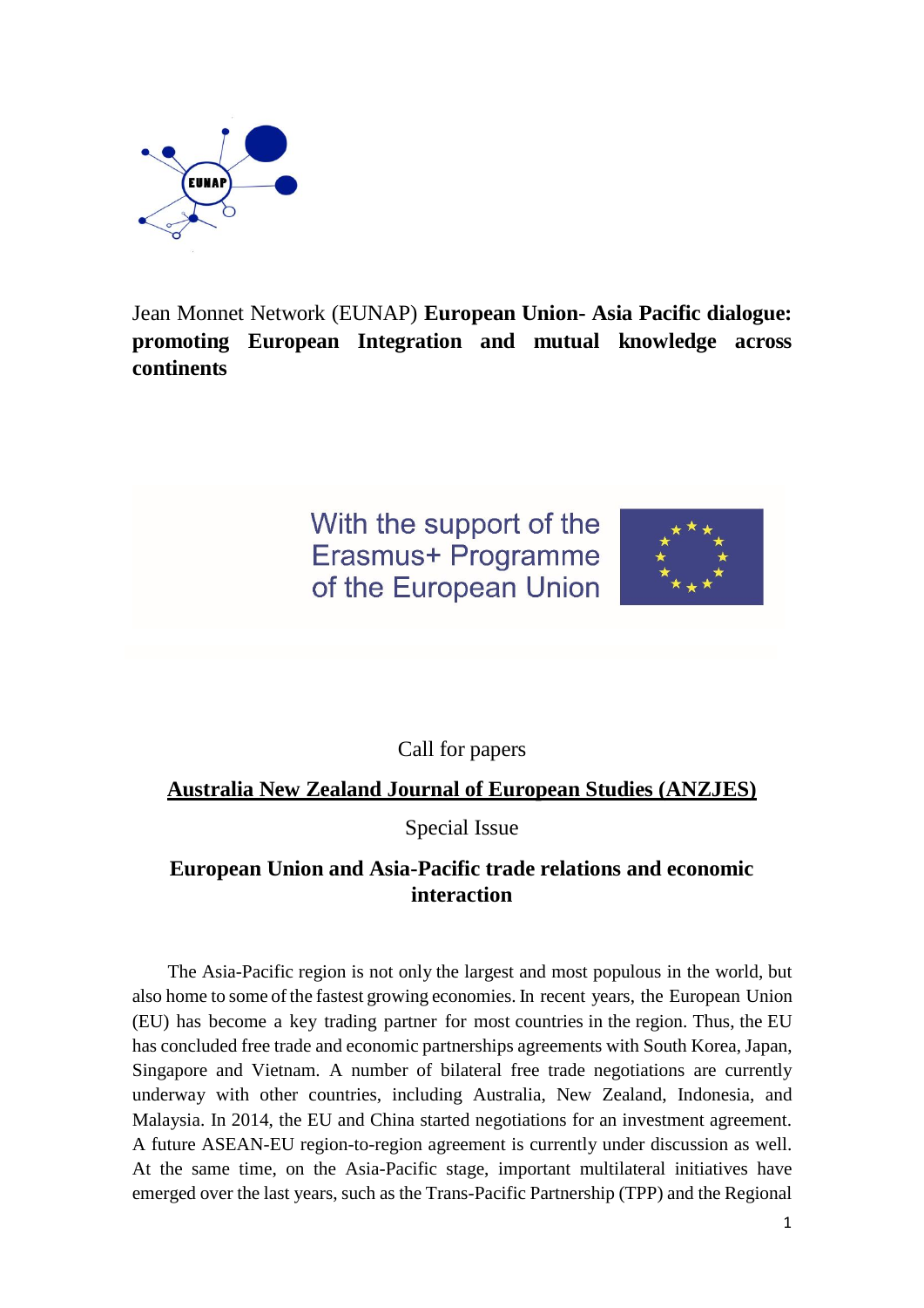Jean Monnet Network (EUNAP) **European Union- Asia Pacific dialogue: promoting European Integration and mutual knowledge across continents**

With the support of the Erasmus+ Programme of the European Union

Call for papers

**Australia New Zealand Journal of European Studies (ANZJES)**

Special Issue

## European Union and Asia-Pacific trade relations and economic interaction

The Asia-Pacific region is not only the largest and most populous in the world, but also home to some of the fastest growing economies. In recent years, the European Union (EU) has become a key trading partner for most countries in the region. Thus, the EU has concluded free trade and economic partnerships agreements with South Korea, Japan, Singapore and Vietnam. A number of bilateral free trade negotiations are currently underway with other countries, including Australia, New Zealand, Indonesia, and Malaysia. In 2014, the EU and China started negotiations for an investment agreement. A future ASEAN-EU region-to-region agreement is currently under discussion as well. At the same time, on the Asia-Pacific stage, important multilateral initiatives have emerged over the last years, such as the Trans-Pacific Partnership (TPP) and the Regional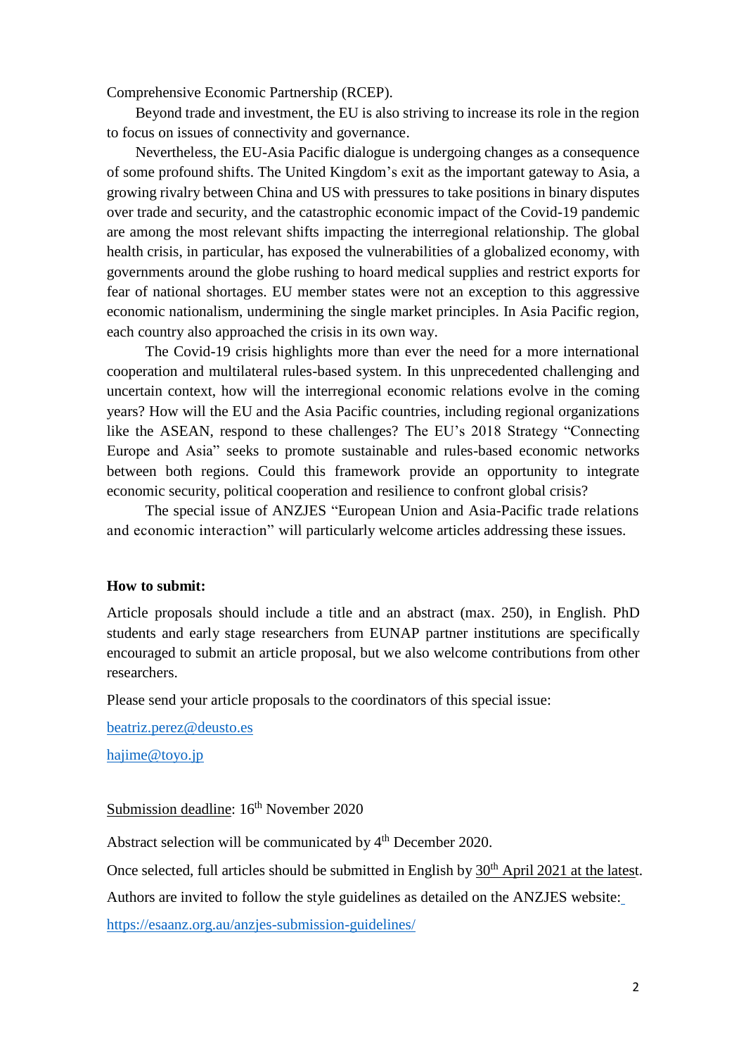Comprehensive Economic Partnership (RCEP).

Beyond trade and investment, the EU is also striving to increase its role in the region to focus on issues of connectivity and governance.

Nevertheless, the EU-Asia Pacific dialogue is undergoing changes as a consequence of some profound shifts. The United Kingdom's exit as the important gateway to Asia, a growing rivalry between China and US with pressures to take positions in binary disputes over trade and security, and the catastrophic economic impact of the Covid-19 pandemic are among the most relevant shifts impacting the interregional relationship. The global health crisis, in particular, has exposed the vulnerabilities of a globalized economy, with governments around the globe rushing to hoard medical supplies and restrict exports for fear of national shortages. EU member states were not an exception to this aggressive economic nationalism, undermining the single market principles. In Asia Pacific region, each country also approached the crisis in its own way.

The Covid-19 crisis highlights more than ever the need for a more international cooperation and multilateral rules-based system. In this unprecedented challenging and uncertain context, how will the interregional economic relations evolve in the coming years? How will the EU and the Asia Pacific countries, including regional organizations like the ASEAN, respond to these challenges? The EU's 2018 Strategy "Connecting Europe and Asia" seeks to promote sustainable and rules-based economic networks between both regions. Could this framework provide an opportunity to integrate economic security, political cooperation and resilience to confront global crisis?

The special issue of ANZJES "European Union and Asia-Pacific trade relations and economic interaction" will particularly welcome articles addressing these issues.

**How to submit:**

Article proposals should include a title and an abstract (max. 250), in English. PhD students and early stage researchers from EUNAP partner institutions are specifically encouraged to submit an article proposal, but we also welcome contributions from other researchers.

Please send your article proposals to the coordinators of this special issue:

beatriz.perez@deusto.es

hajime@toyo.jp

Submission deadline: 16th November 2020

Abstract selection will be communicated by 4th December 2020.

Once selected, full articles should be submitted in English by 30th April 2021 at the latest.

Authors are invited to follow the style guidelines as detailed on the ANZJES website:

https://esaanz.org.au/anzjes-submission-guidelines/